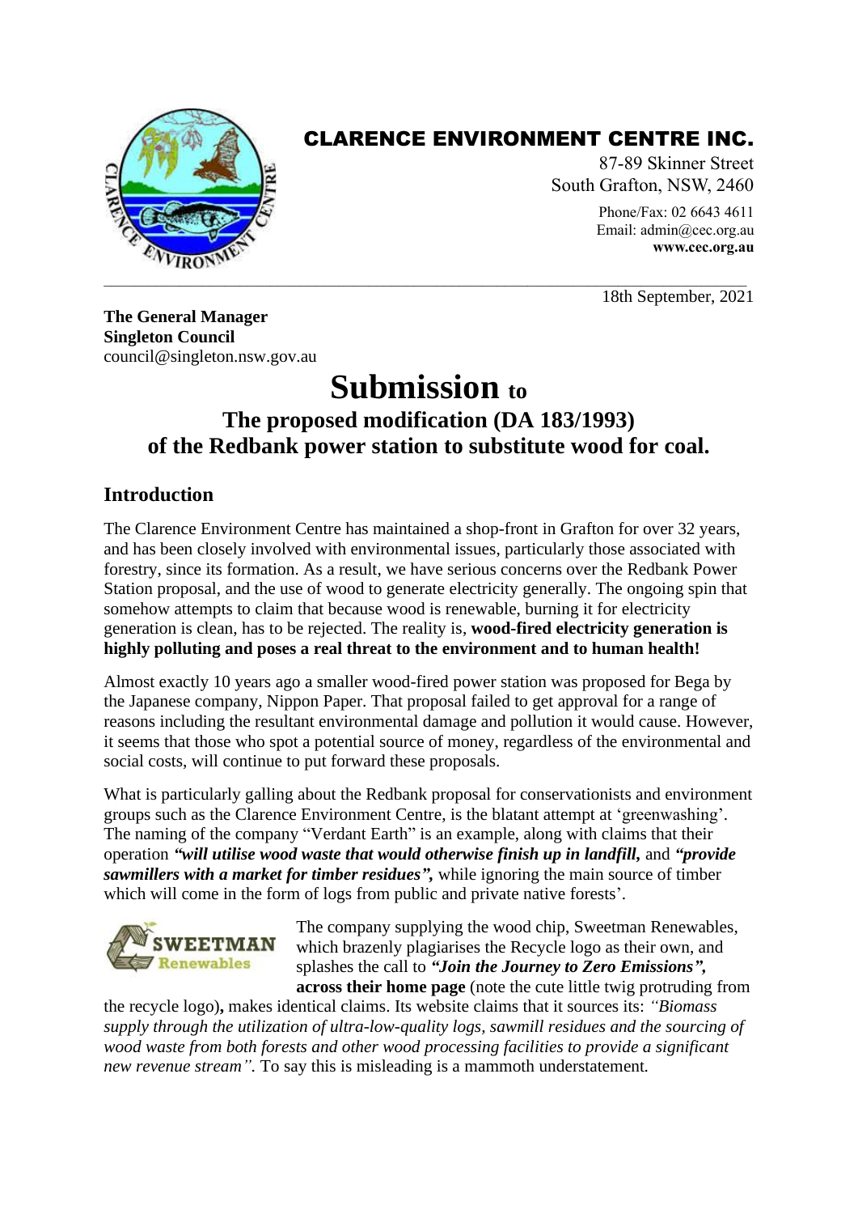# CLARENCE ENVIRONMENT CENTRE INC.

87-89 Skinner Street
South Grafton, NSW, 2460
Phone/Fax: 02 6643 4611
Email: admin@cec.org.au
**www.cec.org.au**

18th September, 2021

**The General Manager**
**Singleton Council**
council@singleton.nsw.gov.au

# Submission to

## The proposed modification (DA 183/1993) of the Redbank power station to substitute wood for coal.

## Introduction

The Clarence Environment Centre has maintained a shop-front in Grafton for over 32 years, and has been closely involved with environmental issues, particularly those associated with forestry, since its formation. As a result, we have serious concerns over the Redbank Power Station proposal, and the use of wood to generate electricity generally. The ongoing spin that somehow attempts to claim that because wood is renewable, burning it for electricity generation is clean, has to be rejected. The reality is, **wood-fired electricity generation is highly polluting and poses a real threat to the environment and to human health!**

Almost exactly 10 years ago a smaller wood-fired power station was proposed for Bega by the Japanese company, Nippon Paper. That proposal failed to get approval for a range of reasons including the resultant environmental damage and pollution it would cause. However, it seems that those who spot a potential source of money, regardless of the environmental and social costs, will continue to put forward these proposals.

What is particularly galling about the Redbank proposal for conservationists and environment groups such as the Clarence Environment Centre, is the blatant attempt at 'greenwashing'. The naming of the company "Verdant Earth" is an example, along with claims that their operation ***"will utilise wood waste that would otherwise finish up in landfill,*** and ***"provide sawmillers with a market for timber residues",*** while ignoring the main source of timber which will come in the form of logs from public and private native forests'.

The company supplying the wood chip, Sweetman Renewables, which brazenly plagiarises the Recycle logo as their own, and splashes the call to ***"Join the Journey to Zero Emissions",*** **across their home page** (note the cute little twig protruding from the recycle logo)**,** makes identical claims. Its website claims that it sources its: *"Biomass supply through the utilization of ultra-low-quality logs, sawmill residues and the sourcing of wood waste from both forests and other wood processing facilities to provide a significant new revenue stream".* To say this is misleading is a mammoth understatement.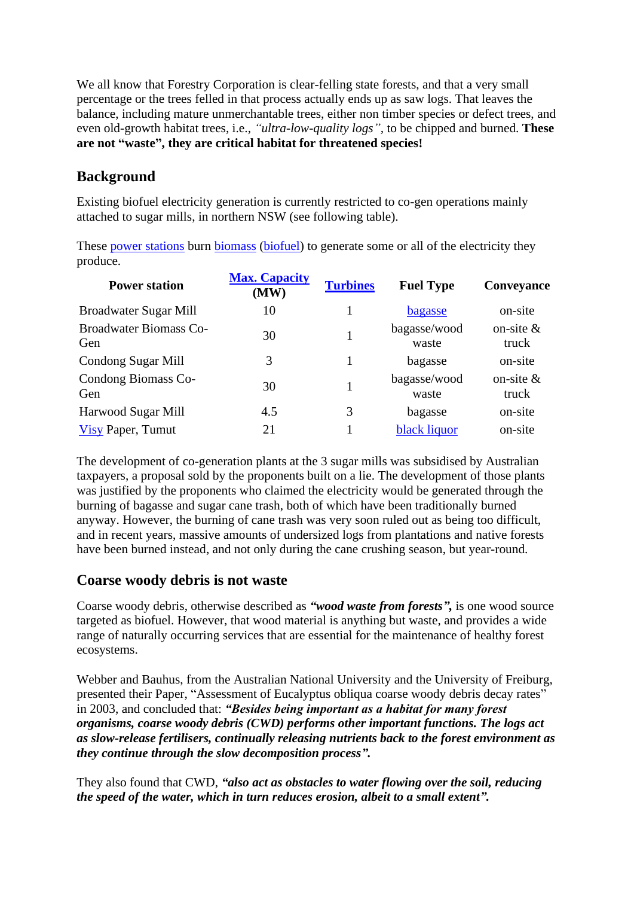We all know that Forestry Corporation is clear-felling state forests, and that a very small percentage or the trees felled in that process actually ends up as saw logs. That leaves the balance, including mature unmerchantable trees, either non timber species or defect trees, and even old-growth habitat trees, i.e., *"ultra-low-quality logs"*, to be chipped and burned. **These are not "waste", they are critical habitat for threatened species!**

## Background

Existing biofuel electricity generation is currently restricted to co-gen operations mainly attached to sugar mills, in northern NSW (see following table).

These power stations burn biomass (biofuel) to generate some or all of the electricity they produce.

| Power station | Max. Capacity (MW) | Turbines | Fuel Type | Conveyance |
|---|---|---|---|---|
| Broadwater Sugar Mill | 10 | 1 | bagasse | on-site |
| Broadwater Biomass Co-Gen | 30 | 1 | bagasse/wood waste | on-site & truck |
| Condong Sugar Mill | 3 | 1 | bagasse | on-site |
| Condong Biomass Co-Gen | 30 | 1 | bagasse/wood waste | on-site & truck |
| Harwood Sugar Mill | 4.5 | 3 | bagasse | on-site |
| Visy Paper, Tumut | 21 | 1 | black liquor | on-site |

The development of co-generation plants at the 3 sugar mills was subsidised by Australian taxpayers, a proposal sold by the proponents built on a lie. The development of those plants was justified by the proponents who claimed the electricity would be generated through the burning of bagasse and sugar cane trash, both of which have been traditionally burned anyway. However, the burning of cane trash was very soon ruled out as being too difficult, and in recent years, massive amounts of undersized logs from plantations and native forests have been burned instead, and not only during the cane crushing season, but year-round.

## Coarse woody debris is not waste

Coarse woody debris, otherwise described as ***"wood waste from forests",*** is one wood source targeted as biofuel. However, that wood material is anything but waste, and provides a wide range of naturally occurring services that are essential for the maintenance of healthy forest ecosystems.

Webber and Bauhus, from the Australian National University and the University of Freiburg, presented their Paper, "Assessment of Eucalyptus obliqua coarse woody debris decay rates" in 2003, and concluded that: ***"Besides being important as a habitat for many forest organisms, coarse woody debris (CWD) performs other important functions. The logs act as slow-release fertilisers, continually releasing nutrients back to the forest environment as they continue through the slow decomposition process".***

They also found that CWD, ***"also act as obstacles to water flowing over the soil, reducing the speed of the water, which in turn reduces erosion, albeit to a small extent".***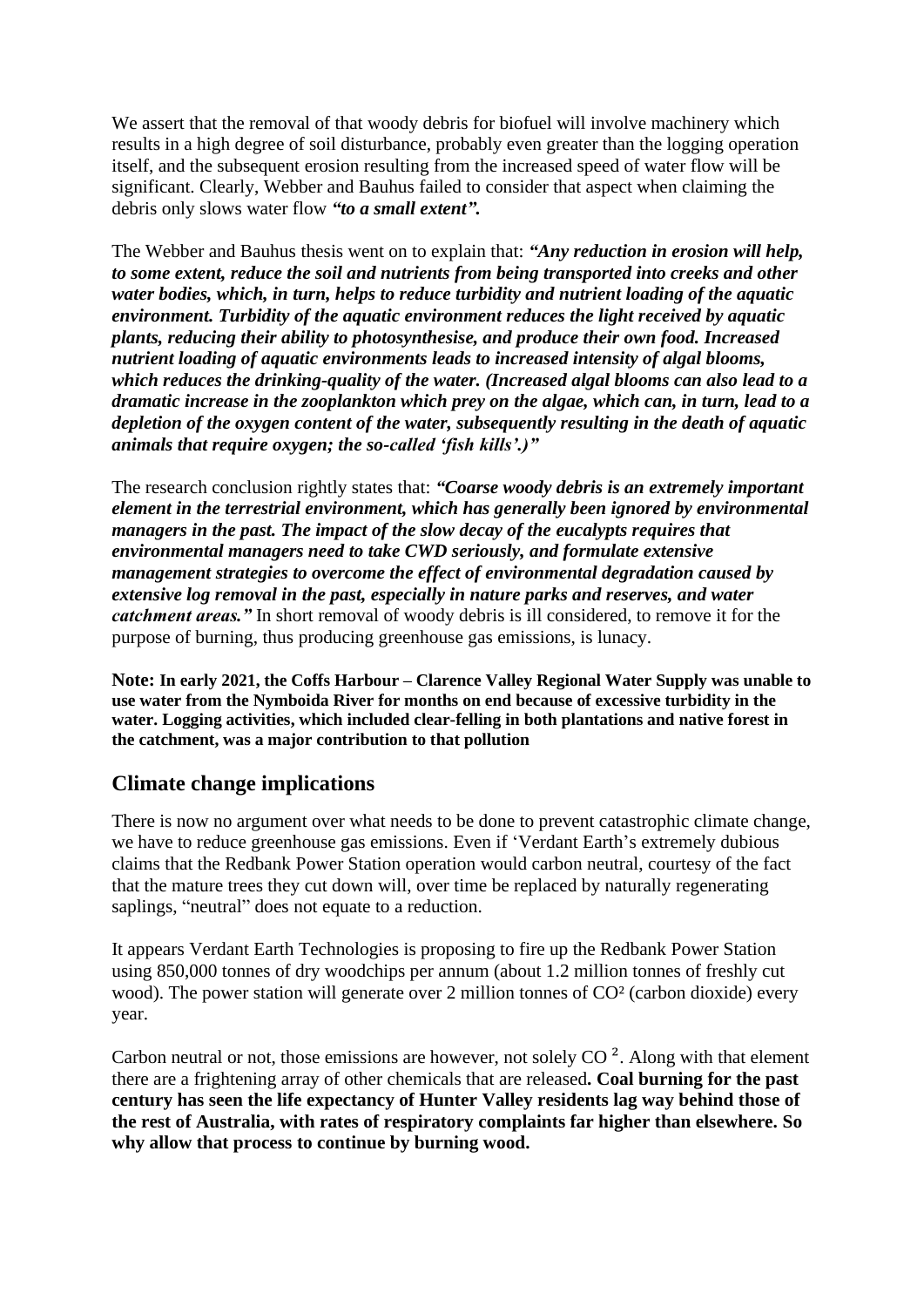We assert that the removal of that woody debris for biofuel will involve machinery which results in a high degree of soil disturbance, probably even greater than the logging operation itself, and the subsequent erosion resulting from the increased speed of water flow will be significant. Clearly, Webber and Bauhus failed to consider that aspect when claiming the debris only slows water flow ***"to a small extent".***

The Webber and Bauhus thesis went on to explain that: ***"Any reduction in erosion will help, to some extent, reduce the soil and nutrients from being transported into creeks and other water bodies, which, in turn, helps to reduce turbidity and nutrient loading of the aquatic environment. Turbidity of the aquatic environment reduces the light received by aquatic plants, reducing their ability to photosynthesise, and produce their own food. Increased nutrient loading of aquatic environments leads to increased intensity of algal blooms, which reduces the drinking-quality of the water. (Increased algal blooms can also lead to a dramatic increase in the zooplankton which prey on the algae, which can, in turn, lead to a depletion of the oxygen content of the water, subsequently resulting in the death of aquatic animals that require oxygen; the so-called 'fish kills'.)"***

The research conclusion rightly states that: ***"Coarse woody debris is an extremely important element in the terrestrial environment, which has generally been ignored by environmental managers in the past. The impact of the slow decay of the eucalypts requires that environmental managers need to take CWD seriously, and formulate extensive management strategies to overcome the effect of environmental degradation caused by extensive log removal in the past, especially in nature parks and reserves, and water catchment areas."*** In short removal of woody debris is ill considered, to remove it for the purpose of burning, thus producing greenhouse gas emissions, is lunacy.

**Note: In early 2021, the Coffs Harbour – Clarence Valley Regional Water Supply was unable to use water from the Nymboida River for months on end because of excessive turbidity in the water. Logging activities, which included clear-felling in both plantations and native forest in the catchment, was a major contribution to that pollution**

## Climate change implications

There is now no argument over what needs to be done to prevent catastrophic climate change, we have to reduce greenhouse gas emissions. Even if 'Verdant Earth's extremely dubious claims that the Redbank Power Station operation would carbon neutral, courtesy of the fact that the mature trees they cut down will, over time be replaced by naturally regenerating saplings, "neutral" does not equate to a reduction.

It appears Verdant Earth Technologies is proposing to fire up the Redbank Power Station using 850,000 tonnes of dry woodchips per annum (about 1.2 million tonnes of freshly cut wood). The power station will generate over 2 million tonnes of $CO^2$ (carbon dioxide) every year.

Carbon neutral or not, those emissions are however, not solely $CO^2$. Along with that element there are a frightening array of other chemicals that are released**. Coal burning for the past century has seen the life expectancy of Hunter Valley residents lag way behind those of the rest of Australia, with rates of respiratory complaints far higher than elsewhere. So why allow that process to continue by burning wood.**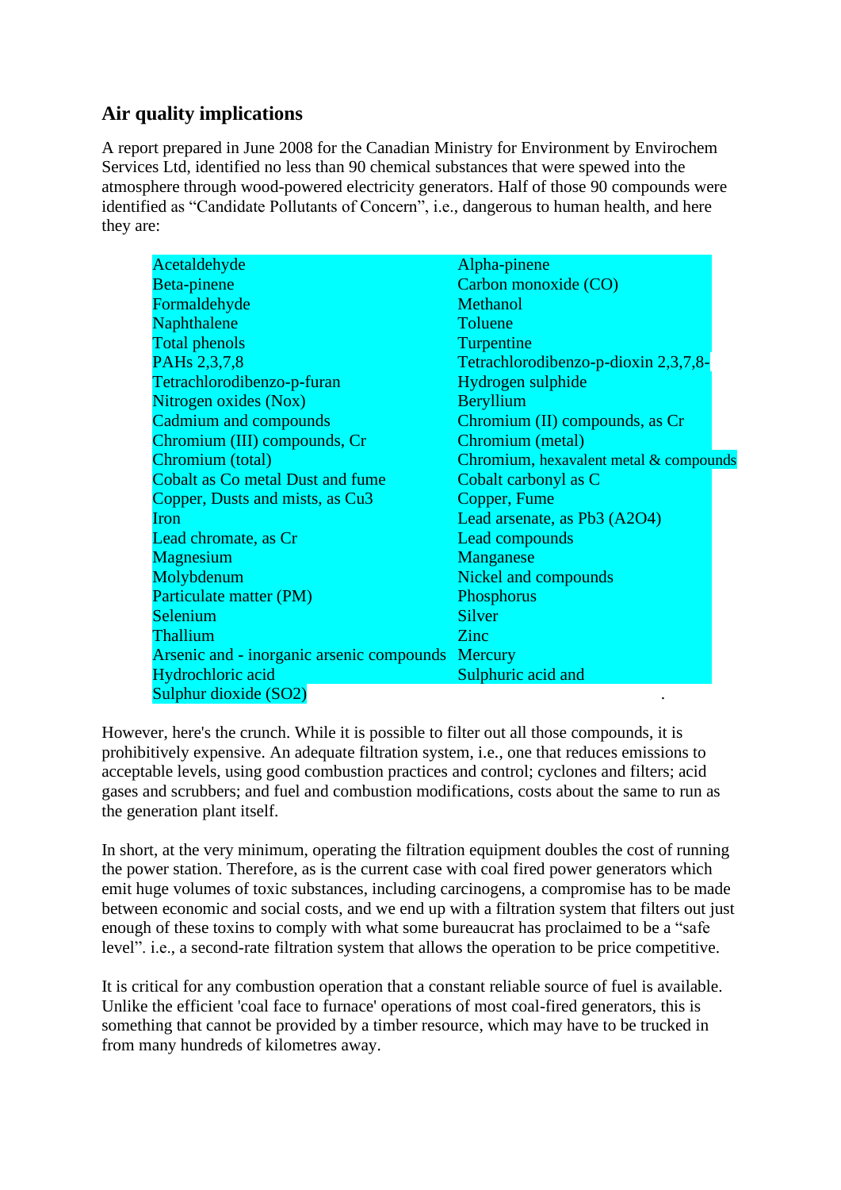## Air quality implications

A report prepared in June 2008 for the Canadian Ministry for Environment by Envirochem Services Ltd, identified no less than 90 chemical substances that were spewed into the atmosphere through wood-powered electricity generators. Half of those 90 compounds were identified as "Candidate Pollutants of Concern", i.e., dangerous to human health, and here they are:

| | |
|---|---|
| Acetaldehyde | Alpha-pinene |
| Beta-pinene | Carbon monoxide (CO) |
| Formaldehyde | Methanol |
| Naphthalene | Toluene |
| Total phenols | Turpentine |
| PAHs 2,3,7,8 | Tetrachlorodibenzo-p-dioxin 2,3,7,8- |
| Tetrachlorodibenzo-p-furan | Hydrogen sulphide |
| Nitrogen oxides (Nox) | Beryllium |
| Cadmium and compounds | Chromium (II) compounds, as Cr |
| Chromium (III) compounds, Cr | Chromium (metal) |
| Chromium (total) | Chromium, hexavalent metal & compounds |
| Cobalt as Co metal Dust and fume | Cobalt carbonyl as C |
| Copper, Dusts and mists, as Cu3 | Copper, Fume |
| Iron | Lead arsenate, as Pb3 (A2O4) |
| Lead chromate, as Cr | Lead compounds |
| Magnesium | Manganese |
| Molybdenum | Nickel and compounds |
| Particulate matter (PM) | Phosphorus |
| Selenium | Silver |
| Thallium | Zinc |
| Arsenic and - inorganic arsenic compounds | Mercury |
| Hydrochloric acid | Sulphuric acid and |
| Sulphur dioxide (SO2) | . |

However, here's the crunch. While it is possible to filter out all those compounds, it is prohibitively expensive. An adequate filtration system, i.e., one that reduces emissions to acceptable levels, using good combustion practices and control; cyclones and filters; acid gases and scrubbers; and fuel and combustion modifications, costs about the same to run as the generation plant itself.

In short, at the very minimum, operating the filtration equipment doubles the cost of running the power station. Therefore, as is the current case with coal fired power generators which emit huge volumes of toxic substances, including carcinogens, a compromise has to be made between economic and social costs, and we end up with a filtration system that filters out just enough of these toxins to comply with what some bureaucrat has proclaimed to be a "safe level". i.e., a second-rate filtration system that allows the operation to be price competitive.

It is critical for any combustion operation that a constant reliable source of fuel is available. Unlike the efficient 'coal face to furnace' operations of most coal-fired generators, this is something that cannot be provided by a timber resource, which may have to be trucked in from many hundreds of kilometres away.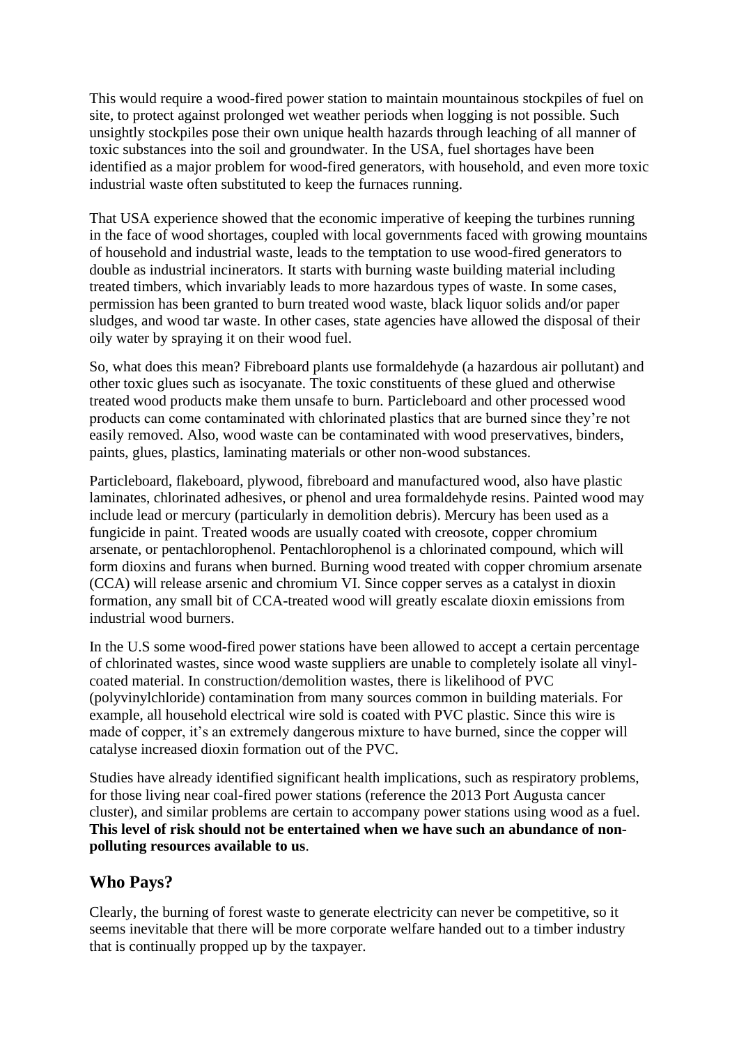This would require a wood-fired power station to maintain mountainous stockpiles of fuel on site, to protect against prolonged wet weather periods when logging is not possible. Such unsightly stockpiles pose their own unique health hazards through leaching of all manner of toxic substances into the soil and groundwater. In the USA, fuel shortages have been identified as a major problem for wood-fired generators, with household, and even more toxic industrial waste often substituted to keep the furnaces running.

That USA experience showed that the economic imperative of keeping the turbines running in the face of wood shortages, coupled with local governments faced with growing mountains of household and industrial waste, leads to the temptation to use wood-fired generators to double as industrial incinerators. It starts with burning waste building material including treated timbers, which invariably leads to more hazardous types of waste. In some cases, permission has been granted to burn treated wood waste, black liquor solids and/or paper sludges, and wood tar waste. In other cases, state agencies have allowed the disposal of their oily water by spraying it on their wood fuel.

So, what does this mean? Fibreboard plants use formaldehyde (a hazardous air pollutant) and other toxic glues such as isocyanate. The toxic constituents of these glued and otherwise treated wood products make them unsafe to burn. Particleboard and other processed wood products can come contaminated with chlorinated plastics that are burned since they're not easily removed. Also, wood waste can be contaminated with wood preservatives, binders, paints, glues, plastics, laminating materials or other non-wood substances.

Particleboard, flakeboard, plywood, fibreboard and manufactured wood, also have plastic laminates, chlorinated adhesives, or phenol and urea formaldehyde resins. Painted wood may include lead or mercury (particularly in demolition debris). Mercury has been used as a fungicide in paint. Treated woods are usually coated with creosote, copper chromium arsenate, or pentachlorophenol. Pentachlorophenol is a chlorinated compound, which will form dioxins and furans when burned. Burning wood treated with copper chromium arsenate (CCA) will release arsenic and chromium VI. Since copper serves as a catalyst in dioxin formation, any small bit of CCA-treated wood will greatly escalate dioxin emissions from industrial wood burners.

In the U.S some wood-fired power stations have been allowed to accept a certain percentage of chlorinated wastes, since wood waste suppliers are unable to completely isolate all vinyl-coated material. In construction/demolition wastes, there is likelihood of PVC (polyvinylchloride) contamination from many sources common in building materials. For example, all household electrical wire sold is coated with PVC plastic. Since this wire is made of copper, it's an extremely dangerous mixture to have burned, since the copper will catalyse increased dioxin formation out of the PVC.

Studies have already identified significant health implications, such as respiratory problems, for those living near coal-fired power stations (reference the 2013 Port Augusta cancer cluster), and similar problems are certain to accompany power stations using wood as a fuel. **This level of risk should not be entertained when we have such an abundance of non-polluting resources available to us**.

## Who Pays?

Clearly, the burning of forest waste to generate electricity can never be competitive, so it seems inevitable that there will be more corporate welfare handed out to a timber industry that is continually propped up by the taxpayer.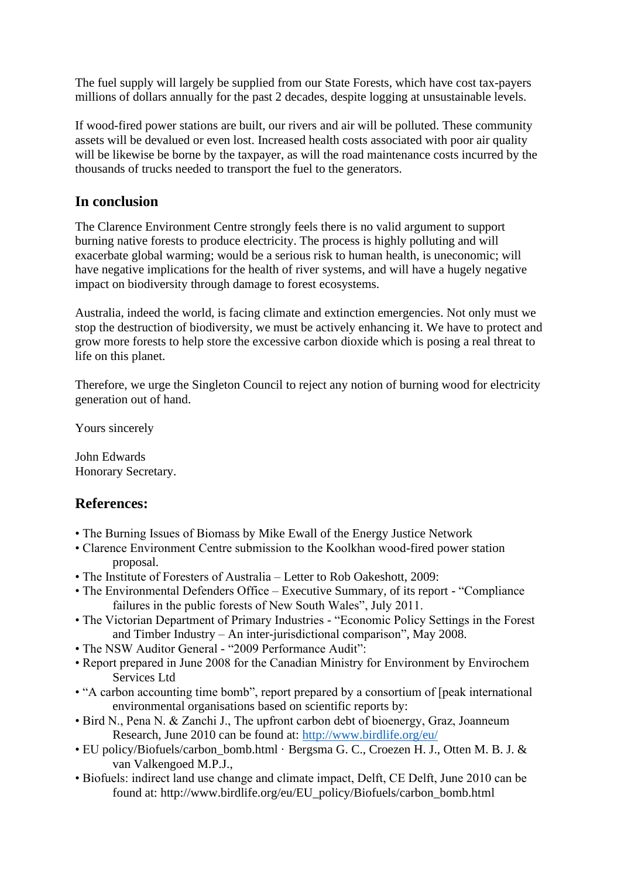The fuel supply will largely be supplied from our State Forests, which have cost tax-payers millions of dollars annually for the past 2 decades, despite logging at unsustainable levels.

If wood-fired power stations are built, our rivers and air will be polluted. These community assets will be devalued or even lost. Increased health costs associated with poor air quality will be likewise be borne by the taxpayer, as will the road maintenance costs incurred by the thousands of trucks needed to transport the fuel to the generators.

## In conclusion

The Clarence Environment Centre strongly feels there is no valid argument to support burning native forests to produce electricity. The process is highly polluting and will exacerbate global warming; would be a serious risk to human health, is uneconomic; will have negative implications for the health of river systems, and will have a hugely negative impact on biodiversity through damage to forest ecosystems.

Australia, indeed the world, is facing climate and extinction emergencies. Not only must we stop the destruction of biodiversity, we must be actively enhancing it. We have to protect and grow more forests to help store the excessive carbon dioxide which is posing a real threat to life on this planet.

Therefore, we urge the Singleton Council to reject any notion of burning wood for electricity generation out of hand.

Yours sincerely

John Edwards
Honorary Secretary.

## References:

- The Burning Issues of Biomass by Mike Ewall of the Energy Justice Network
- Clarence Environment Centre submission to the Koolkhan wood-fired power station proposal.
- The Institute of Foresters of Australia – Letter to Rob Oakeshott, 2009:
- The Environmental Defenders Office – Executive Summary, of its report - "Compliance failures in the public forests of New South Wales", July 2011.
- The Victorian Department of Primary Industries - "Economic Policy Settings in the Forest and Timber Industry – An inter-jurisdictional comparison", May 2008.
- The NSW Auditor General - "2009 Performance Audit":
- Report prepared in June 2008 for the Canadian Ministry for Environment by Envirochem Services Ltd
- "A carbon accounting time bomb", report prepared by a consortium of [peak international environmental organisations based on scientific reports by:
- Bird N., Pena N. & Zanchi J., The upfront carbon debt of bioenergy, Graz, Joanneum Research, June 2010 can be found at: http://www.birdlife.org/eu/
- EU policy/Biofuels/carbon_bomb.html · Bergsma G. C., Croezen H. J., Otten M. B. J. & van Valkengoed M.P.J.,
- Biofuels: indirect land use change and climate impact, Delft, CE Delft, June 2010 can be found at: http://www.birdlife.org/eu/EU_policy/Biofuels/carbon_bomb.html